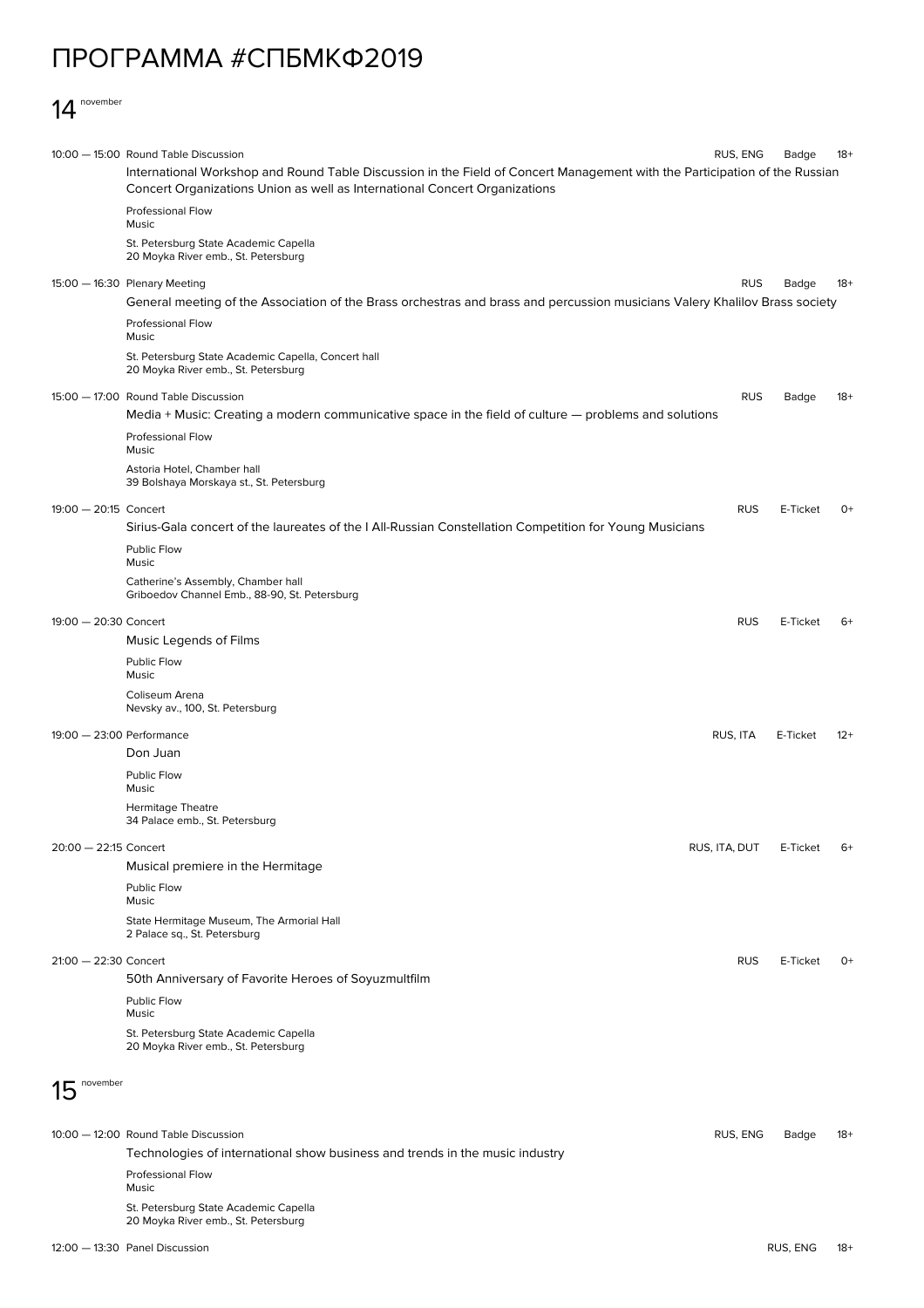# ПРОГРАММА #СПБМКФ2019

## 14 november

10:00 — 15:00 Round Table Discussion — RUS, ENG — Badge — 18+

International Workshop and Round Table Discussion in the Field of Concert Management with the Participation of the Russian Concert Organizations Union as well as International Concert Organizations

Professional Flow
Music

St. Petersburg State Academic Capella
20 Moyka River emb., St. Petersburg

15:00 — 16:30 Plenary Meeting — RUS — Badge — 18+

General meeting of the Association of the Brass orchestras and brass and percussion musicians Valery Khalilov Brass society

Professional Flow
Music

St. Petersburg State Academic Capella, Concert hall
20 Moyka River emb., St. Petersburg

15:00 — 17:00 Round Table Discussion — RUS — Badge — 18+

Media + Music: Creating a modern communicative space in the field of culture — problems and solutions

Professional Flow
Music

Astoria Hotel, Chamber hall
39 Bolshaya Morskaya st., St. Petersburg

19:00 — 20:15 Concert — RUS — E-Ticket — 0+

Sirius-Gala concert of the laureates of the I All-Russian Constellation Competition for Young Musicians

Public Flow
Music

Catherine's Assembly, Chamber hall
Griboedov Channel Emb., 88-90, St. Petersburg

19:00 — 20:30 Concert — RUS — E-Ticket — 6+

Music Legends of Films

Public Flow
Music

Coliseum Arena
Nevsky av., 100, St. Petersburg

19:00 — 23:00 Performance — RUS, ITA — E-Ticket — 12+

Don Juan

Public Flow
Music

Hermitage Theatre
34 Palace emb., St. Petersburg

20:00 — 22:15 Concert — RUS, ITA, DUT — E-Ticket — 6+

Musical premiere in the Hermitage

Public Flow
Music

State Hermitage Museum, The Armorial Hall
2 Palace sq., St. Petersburg

21:00 — 22:30 Concert — RUS — E-Ticket — 0+

50th Anniversary of Favorite Heroes of Soyuzmultfilm

Public Flow
Music

St. Petersburg State Academic Capella
20 Moyka River emb., St. Petersburg

## 15 november

10:00 — 12:00 Round Table Discussion — RUS, ENG — Badge — 18+

Technologies of international show business and trends in the music industry

Professional Flow
Music

St. Petersburg State Academic Capella
20 Moyka River emb., St. Petersburg

12:00 — 13:30 Panel Discussion — RUS, ENG — 18+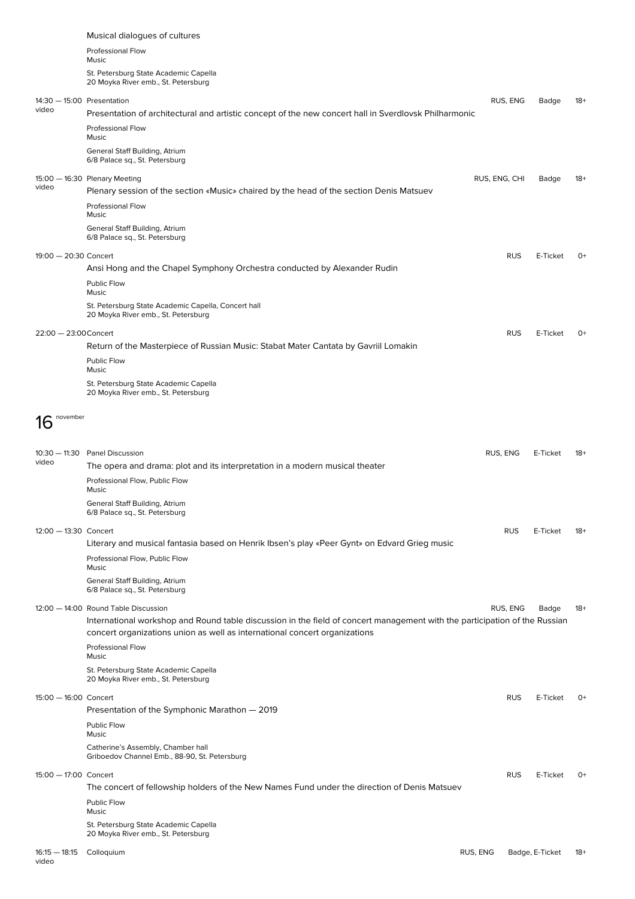Musical dialogues of cultures

Professional Flow
Music

St. Petersburg State Academic Capella
20 Moyka River emb., St. Petersburg

14:30 — 15:00 video | Presentation | RUS, ENG | Badge | 18+

Presentation of architectural and artistic concept of the new concert hall in Sverdlovsk Philharmonic

Professional Flow
Music

General Staff Building, Atrium
6/8 Palace sq., St. Petersburg

15:00 — 16:30 video | Plenary Meeting | RUS, ENG, CHI | Badge | 18+

Plenary session of the section «Music» chaired by the head of the section Denis Matsuev

Professional Flow
Music

General Staff Building, Atrium
6/8 Palace sq., St. Petersburg

19:00 — 20:30 | Concert | RUS | E-Ticket | 0+

Ansi Hong and the Chapel Symphony Orchestra conducted by Alexander Rudin

Public Flow
Music

St. Petersburg State Academic Capella, Concert hall
20 Moyka River emb., St. Petersburg

22:00 — 23:00 | Concert | RUS | E-Ticket | 0+

Return of the Masterpiece of Russian Music: Stabat Mater Cantata by Gavriil Lomakin

Public Flow
Music

St. Petersburg State Academic Capella
20 Moyka River emb., St. Petersburg

# 16 november

10:30 — 11:30 video | Panel Discussion | RUS, ENG | E-Ticket | 18+

The opera and drama: plot and its interpretation in a modern musical theater

Professional Flow, Public Flow
Music

General Staff Building, Atrium
6/8 Palace sq., St. Petersburg

12:00 — 13:30 | Concert | RUS | E-Ticket | 18+

Literary and musical fantasia based on Henrik Ibsen's play «Peer Gynt» on Edvard Grieg music

Professional Flow, Public Flow
Music

General Staff Building, Atrium
6/8 Palace sq., St. Petersburg

12:00 — 14:00 | Round Table Discussion | RUS, ENG | Badge | 18+

International workshop and Round table discussion in the field of concert management with the participation of the Russian concert organizations union as well as international concert organizations

Professional Flow
Music

St. Petersburg State Academic Capella
20 Moyka River emb., St. Petersburg

15:00 — 16:00 | Concert | RUS | E-Ticket | 0+

Presentation of the Symphonic Marathon — 2019

Public Flow
Music

Catherine's Assembly, Chamber hall
Griboedov Channel Emb., 88-90, St. Petersburg

15:00 — 17:00 | Concert | RUS | E-Ticket | 0+

The concert of fellowship holders of the New Names Fund under the direction of Denis Matsuev

Public Flow
Music

St. Petersburg State Academic Capella
20 Moyka River emb., St. Petersburg

16:15 — 18:15 video | Colloquium | RUS, ENG | Badge, E-Ticket | 18+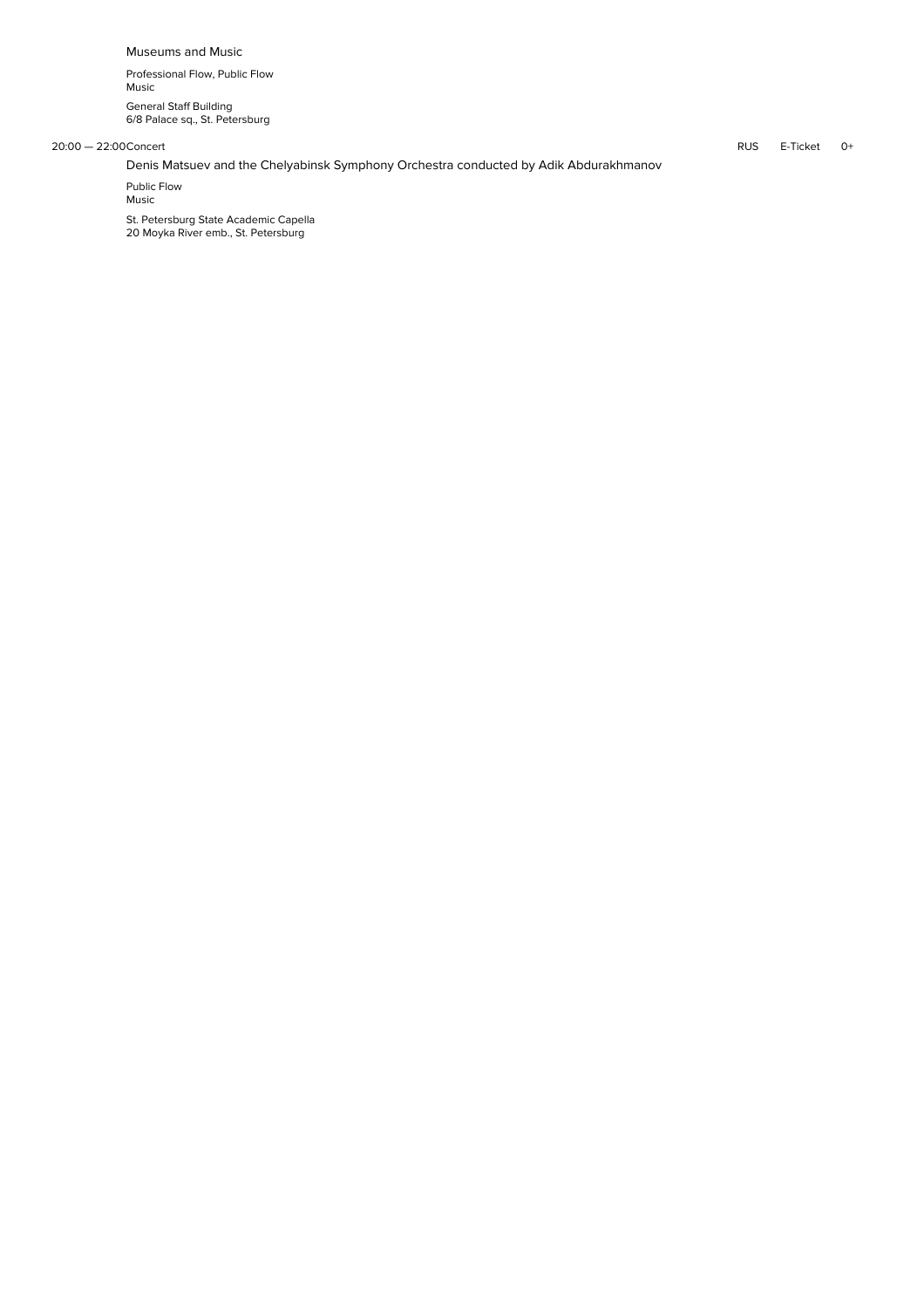Museums and Music

Professional Flow, Public Flow
Music

General Staff Building
6/8 Palace sq., St. Petersburg

20:00 — 22:00 Concert RUS E-Ticket 0+

Denis Matsuev and the Chelyabinsk Symphony Orchestra conducted by Adik Abdurakhmanov

Public Flow
Music

St. Petersburg State Academic Capella
20 Moyka River emb., St. Petersburg